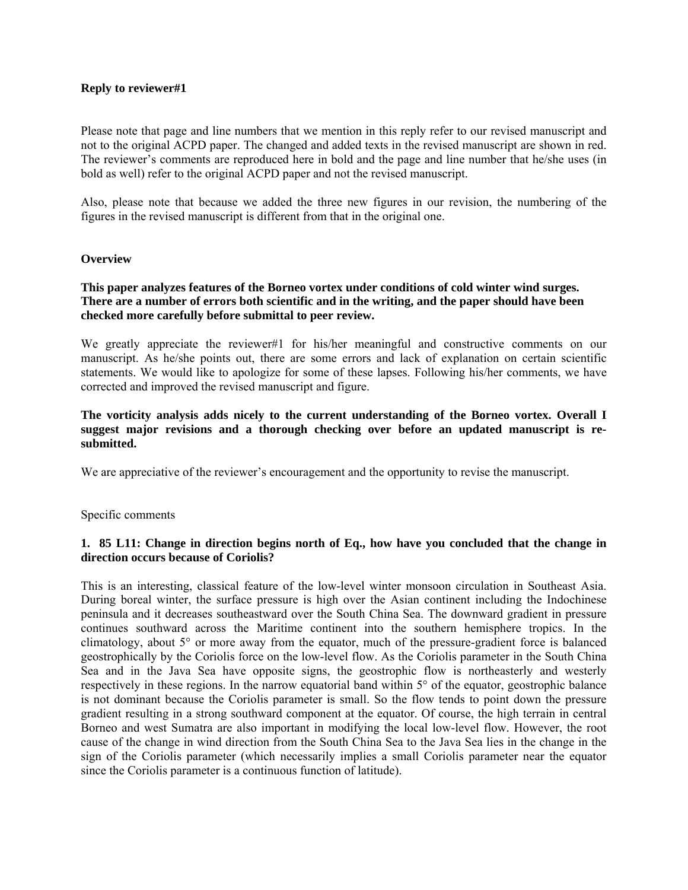**Reply to reviewer#1**

Please note that page and line numbers that we mention in this reply refer to our revised manuscript and not to the original ACPD paper. The changed and added texts in the revised manuscript are shown in red. The reviewer's comments are reproduced here in bold and the page and line number that he/she uses (in bold as well) refer to the original ACPD paper and not the revised manuscript.

Also, please note that because we added the three new figures in our revision, the numbering of the figures in the revised manuscript is different from that in the original one.

**Overview**

**This paper analyzes features of the Borneo vortex under conditions of cold winter wind surges. There are a number of errors both scientific and in the writing, and the paper should have been checked more carefully before submittal to peer review.**

We greatly appreciate the reviewer#1 for his/her meaningful and constructive comments on our manuscript. As he/she points out, there are some errors and lack of explanation on certain scientific statements. We would like to apologize for some of these lapses. Following his/her comments, we have corrected and improved the revised manuscript and figure.

**The vorticity analysis adds nicely to the current understanding of the Borneo vortex. Overall I suggest major revisions and a thorough checking over before an updated manuscript is re-submitted.**

We are appreciative of the reviewer's encouragement and the opportunity to revise the manuscript.

Specific comments

**1. 85 L11: Change in direction begins north of Eq., how have you concluded that the change in direction occurs because of Coriolis?**

This is an interesting, classical feature of the low-level winter monsoon circulation in Southeast Asia. During boreal winter, the surface pressure is high over the Asian continent including the Indochinese peninsula and it decreases southeastward over the South China Sea. The downward gradient in pressure continues southward across the Maritime continent into the southern hemisphere tropics. In the climatology, about 5° or more away from the equator, much of the pressure-gradient force is balanced geostrophically by the Coriolis force on the low-level flow. As the Coriolis parameter in the South China Sea and in the Java Sea have opposite signs, the geostrophic flow is northeasterly and westerly respectively in these regions. In the narrow equatorial band within 5° of the equator, geostrophic balance is not dominant because the Coriolis parameter is small. So the flow tends to point down the pressure gradient resulting in a strong southward component at the equator. Of course, the high terrain in central Borneo and west Sumatra are also important in modifying the local low-level flow. However, the root cause of the change in wind direction from the South China Sea to the Java Sea lies in the change in the sign of the Coriolis parameter (which necessarily implies a small Coriolis parameter near the equator since the Coriolis parameter is a continuous function of latitude).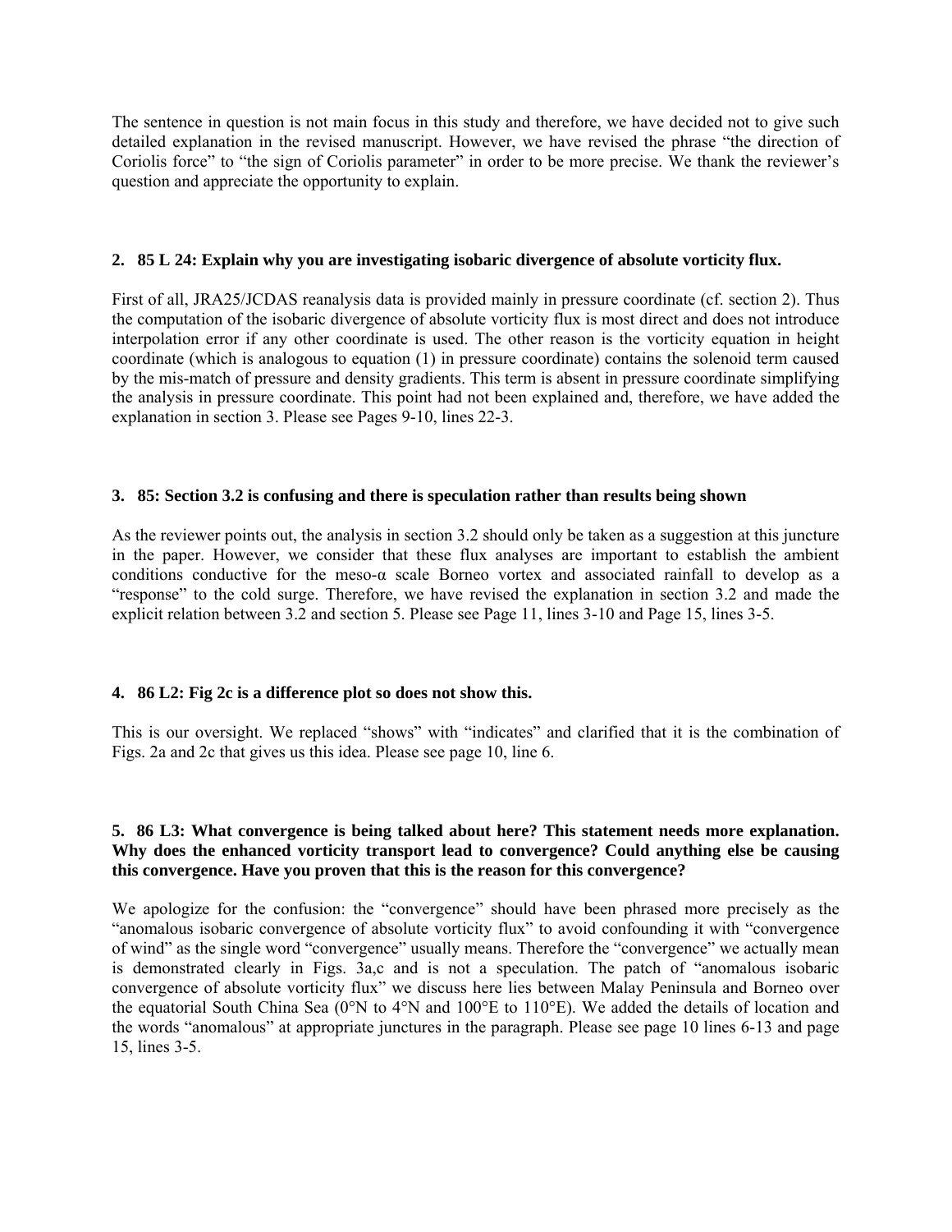The sentence in question is not main focus in this study and therefore, we have decided not to give such detailed explanation in the revised manuscript. However, we have revised the phrase "the direction of Coriolis force" to "the sign of Coriolis parameter" in order to be more precise. We thank the reviewer's question and appreciate the opportunity to explain.

**2. 85 L 24: Explain why you are investigating isobaric divergence of absolute vorticity flux.**

First of all, JRA25/JCDAS reanalysis data is provided mainly in pressure coordinate (cf. section 2). Thus the computation of the isobaric divergence of absolute vorticity flux is most direct and does not introduce interpolation error if any other coordinate is used. The other reason is the vorticity equation in height coordinate (which is analogous to equation (1) in pressure coordinate) contains the solenoid term caused by the mis-match of pressure and density gradients. This term is absent in pressure coordinate simplifying the analysis in pressure coordinate. This point had not been explained and, therefore, we have added the explanation in section 3. Please see Pages 9-10, lines 22-3.

**3. 85: Section 3.2 is confusing and there is speculation rather than results being shown**

As the reviewer points out, the analysis in section 3.2 should only be taken as a suggestion at this juncture in the paper. However, we consider that these flux analyses are important to establish the ambient conditions conductive for the meso-α scale Borneo vortex and associated rainfall to develop as a "response" to the cold surge. Therefore, we have revised the explanation in section 3.2 and made the explicit relation between 3.2 and section 5. Please see Page 11, lines 3-10 and Page 15, lines 3-5.

**4. 86 L2: Fig 2c is a difference plot so does not show this.**

This is our oversight. We replaced "shows" with "indicates" and clarified that it is the combination of Figs. 2a and 2c that gives us this idea. Please see page 10, line 6.

**5. 86 L3: What convergence is being talked about here? This statement needs more explanation. Why does the enhanced vorticity transport lead to convergence? Could anything else be causing this convergence. Have you proven that this is the reason for this convergence?**

We apologize for the confusion: the "convergence" should have been phrased more precisely as the "anomalous isobaric convergence of absolute vorticity flux" to avoid confounding it with "convergence of wind" as the single word "convergence" usually means. Therefore the "convergence" we actually mean is demonstrated clearly in Figs. 3a,c and is not a speculation. The patch of "anomalous isobaric convergence of absolute vorticity flux" we discuss here lies between Malay Peninsula and Borneo over the equatorial South China Sea (0°N to 4°N and 100°E to 110°E). We added the details of location and the words "anomalous" at appropriate junctures in the paragraph. Please see page 10 lines 6-13 and page 15, lines 3-5.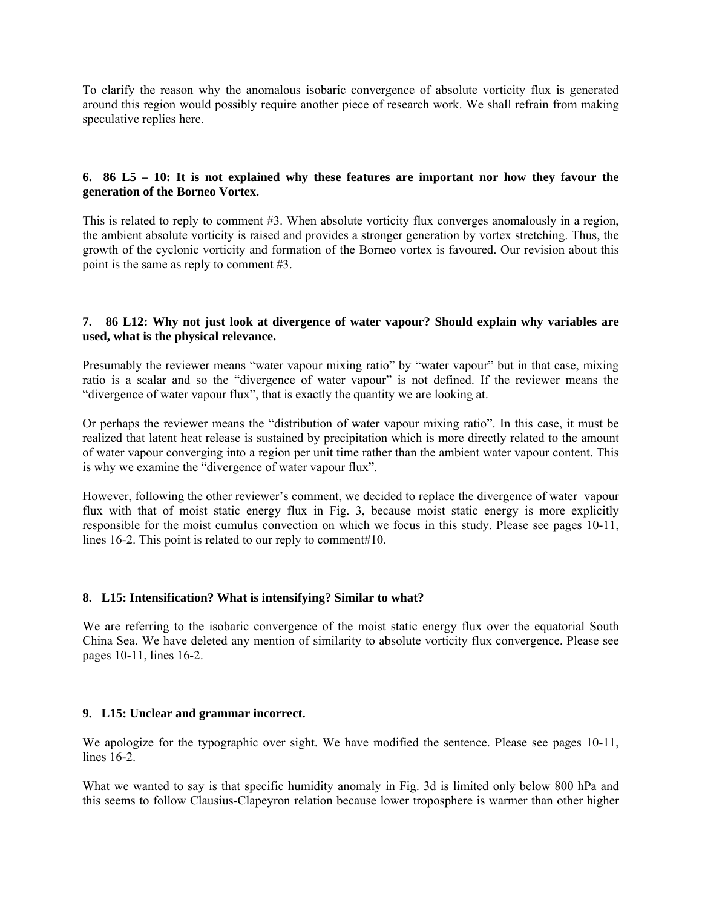To clarify the reason why the anomalous isobaric convergence of absolute vorticity flux is generated around this region would possibly require another piece of research work. We shall refrain from making speculative replies here.

**6. 86 L5 – 10: It is not explained why these features are important nor how they favour the generation of the Borneo Vortex.**

This is related to reply to comment #3. When absolute vorticity flux converges anomalously in a region, the ambient absolute vorticity is raised and provides a stronger generation by vortex stretching. Thus, the growth of the cyclonic vorticity and formation of the Borneo vortex is favoured. Our revision about this point is the same as reply to comment #3.

**7. 86 L12: Why not just look at divergence of water vapour? Should explain why variables are used, what is the physical relevance.**

Presumably the reviewer means "water vapour mixing ratio" by "water vapour" but in that case, mixing ratio is a scalar and so the "divergence of water vapour" is not defined. If the reviewer means the "divergence of water vapour flux", that is exactly the quantity we are looking at.

Or perhaps the reviewer means the "distribution of water vapour mixing ratio". In this case, it must be realized that latent heat release is sustained by precipitation which is more directly related to the amount of water vapour converging into a region per unit time rather than the ambient water vapour content. This is why we examine the "divergence of water vapour flux".

However, following the other reviewer's comment, we decided to replace the divergence of water vapour flux with that of moist static energy flux in Fig. 3, because moist static energy is more explicitly responsible for the moist cumulus convection on which we focus in this study. Please see pages 10-11, lines 16-2. This point is related to our reply to comment#10.

**8. L15: Intensification? What is intensifying? Similar to what?**

We are referring to the isobaric convergence of the moist static energy flux over the equatorial South China Sea. We have deleted any mention of similarity to absolute vorticity flux convergence. Please see pages 10-11, lines 16-2.

**9. L15: Unclear and grammar incorrect.**

We apologize for the typographic over sight. We have modified the sentence. Please see pages 10-11, lines 16-2.

What we wanted to say is that specific humidity anomaly in Fig. 3d is limited only below 800 hPa and this seems to follow Clausius-Clapeyron relation because lower troposphere is warmer than other higher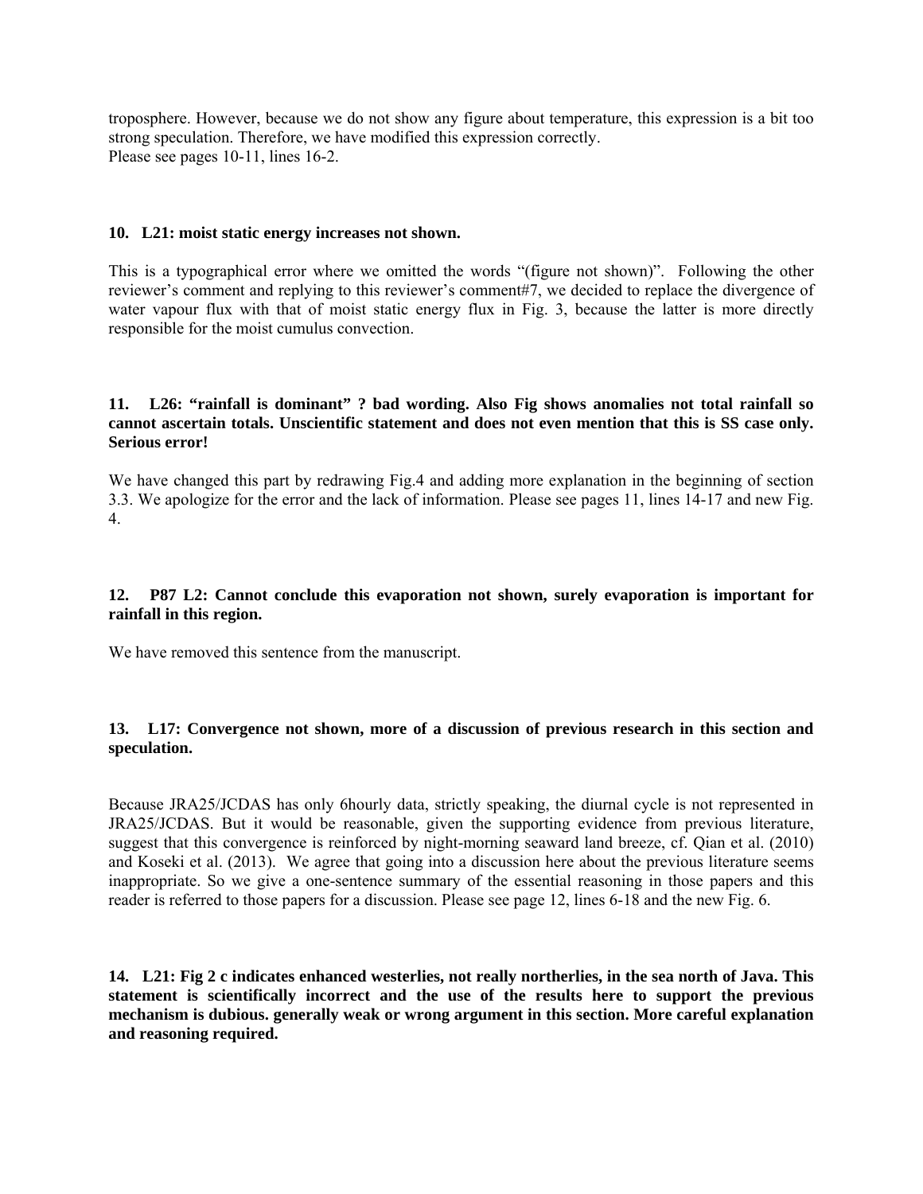troposphere. However, because we do not show any figure about temperature, this expression is a bit too strong speculation. Therefore, we have modified this expression correctly.
Please see pages 10-11, lines 16-2.

**10. L21: moist static energy increases not shown.**

This is a typographical error where we omitted the words "(figure not shown)". Following the other reviewer's comment and replying to this reviewer's comment#7, we decided to replace the divergence of water vapour flux with that of moist static energy flux in Fig. 3, because the latter is more directly responsible for the moist cumulus convection.

**11. L26: "rainfall is dominant" ? bad wording. Also Fig shows anomalies not total rainfall so cannot ascertain totals. Unscientific statement and does not even mention that this is SS case only. Serious error!**

We have changed this part by redrawing Fig.4 and adding more explanation in the beginning of section 3.3. We apologize for the error and the lack of information. Please see pages 11, lines 14-17 and new Fig. 4.

**12. P87 L2: Cannot conclude this evaporation not shown, surely evaporation is important for rainfall in this region.**

We have removed this sentence from the manuscript.

**13. L17: Convergence not shown, more of a discussion of previous research in this section and speculation.**

Because JRA25/JCDAS has only 6hourly data, strictly speaking, the diurnal cycle is not represented in JRA25/JCDAS. But it would be reasonable, given the supporting evidence from previous literature, suggest that this convergence is reinforced by night-morning seaward land breeze, cf. Qian et al. (2010) and Koseki et al. (2013). We agree that going into a discussion here about the previous literature seems inappropriate. So we give a one-sentence summary of the essential reasoning in those papers and this reader is referred to those papers for a discussion. Please see page 12, lines 6-18 and the new Fig. 6.

**14. L21: Fig 2 c indicates enhanced westerlies, not really northerlies, in the sea north of Java. This statement is scientifically incorrect and the use of the results here to support the previous mechanism is dubious. generally weak or wrong argument in this section. More careful explanation and reasoning required.**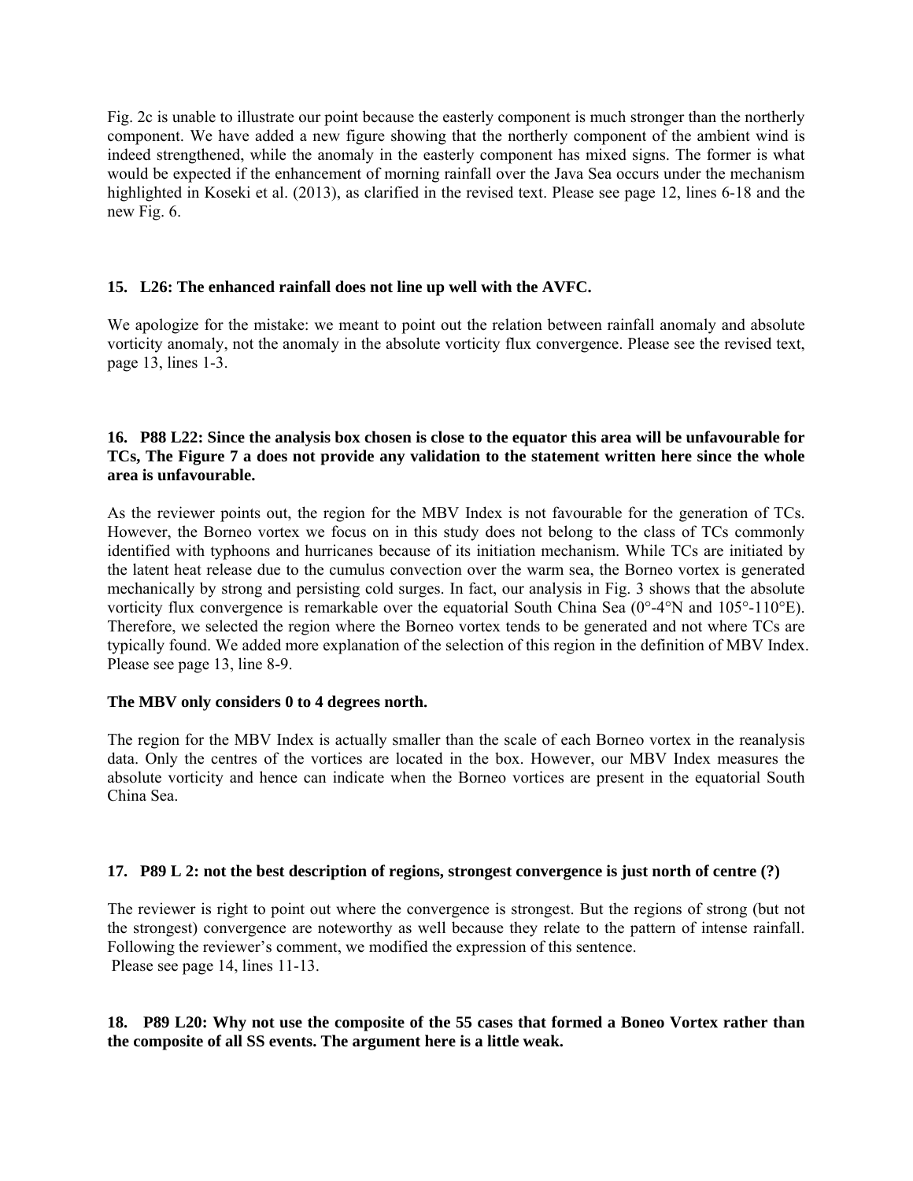Fig. 2c is unable to illustrate our point because the easterly component is much stronger than the northerly component. We have added a new figure showing that the northerly component of the ambient wind is indeed strengthened, while the anomaly in the easterly component has mixed signs. The former is what would be expected if the enhancement of morning rainfall over the Java Sea occurs under the mechanism highlighted in Koseki et al. (2013), as clarified in the revised text. Please see page 12, lines 6-18 and the new Fig. 6.

**15. L26: The enhanced rainfall does not line up well with the AVFC.**

We apologize for the mistake: we meant to point out the relation between rainfall anomaly and absolute vorticity anomaly, not the anomaly in the absolute vorticity flux convergence. Please see the revised text, page 13, lines 1-3.

**16. P88 L22: Since the analysis box chosen is close to the equator this area will be unfavourable for TCs, The Figure 7 a does not provide any validation to the statement written here since the whole area is unfavourable.**

As the reviewer points out, the region for the MBV Index is not favourable for the generation of TCs. However, the Borneo vortex we focus on in this study does not belong to the class of TCs commonly identified with typhoons and hurricanes because of its initiation mechanism. While TCs are initiated by the latent heat release due to the cumulus convection over the warm sea, the Borneo vortex is generated mechanically by strong and persisting cold surges. In fact, our analysis in Fig. 3 shows that the absolute vorticity flux convergence is remarkable over the equatorial South China Sea (0°-4°N and 105°-110°E). Therefore, we selected the region where the Borneo vortex tends to be generated and not where TCs are typically found. We added more explanation of the selection of this region in the definition of MBV Index. Please see page 13, line 8-9.

**The MBV only considers 0 to 4 degrees north.**

The region for the MBV Index is actually smaller than the scale of each Borneo vortex in the reanalysis data. Only the centres of the vortices are located in the box. However, our MBV Index measures the absolute vorticity and hence can indicate when the Borneo vortices are present in the equatorial South China Sea.

**17. P89 L 2: not the best description of regions, strongest convergence is just north of centre (?)**

The reviewer is right to point out where the convergence is strongest. But the regions of strong (but not the strongest) convergence are noteworthy as well because they relate to the pattern of intense rainfall. Following the reviewer's comment, we modified the expression of this sentence.
Please see page 14, lines 11-13.

**18. P89 L20: Why not use the composite of the 55 cases that formed a Boneo Vortex rather than the composite of all SS events. The argument here is a little weak.**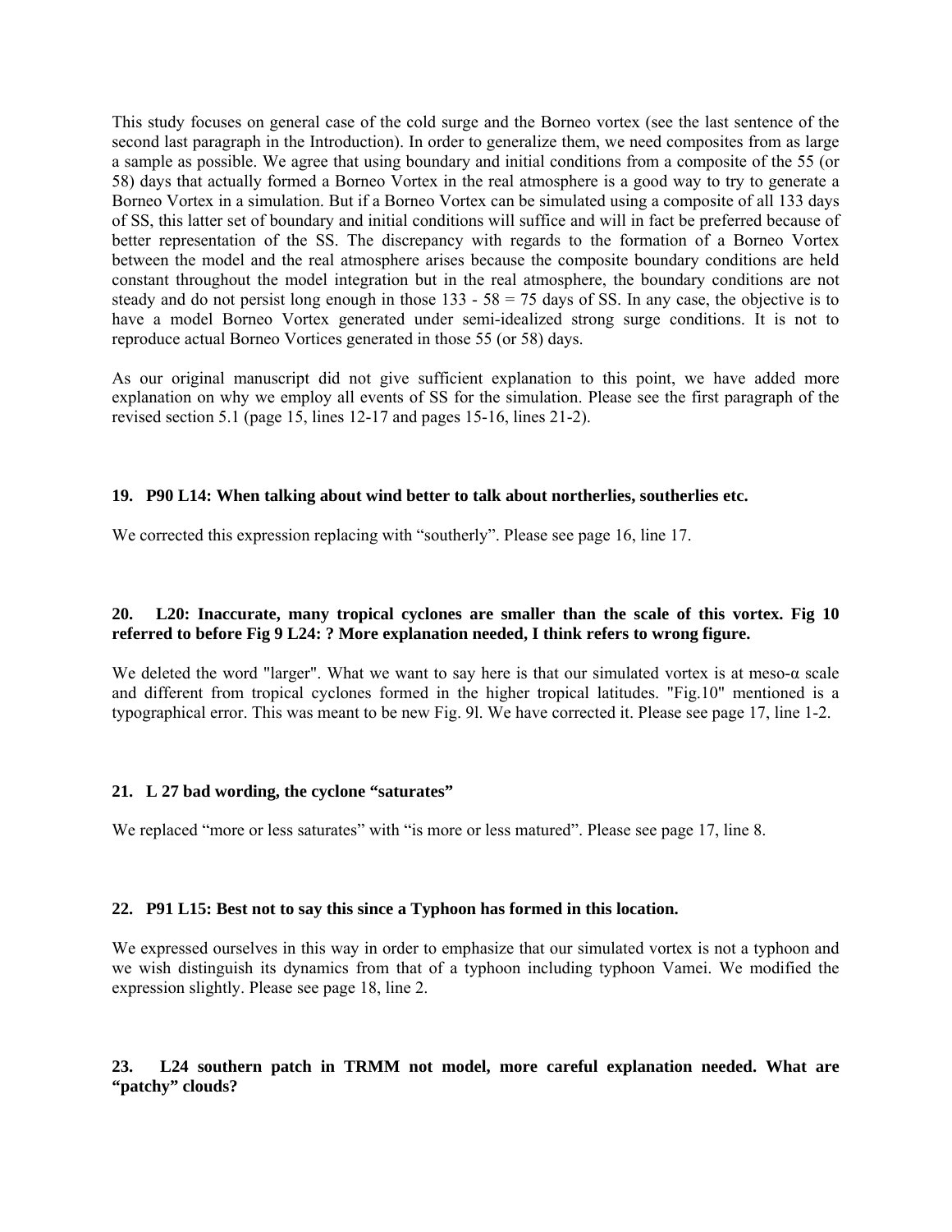This study focuses on general case of the cold surge and the Borneo vortex (see the last sentence of the second last paragraph in the Introduction). In order to generalize them, we need composites from as large a sample as possible. We agree that using boundary and initial conditions from a composite of the 55 (or 58) days that actually formed a Borneo Vortex in the real atmosphere is a good way to try to generate a Borneo Vortex in a simulation. But if a Borneo Vortex can be simulated using a composite of all 133 days of SS, this latter set of boundary and initial conditions will suffice and will in fact be preferred because of better representation of the SS. The discrepancy with regards to the formation of a Borneo Vortex between the model and the real atmosphere arises because the composite boundary conditions are held constant throughout the model integration but in the real atmosphere, the boundary conditions are not steady and do not persist long enough in those 133 - 58 = 75 days of SS. In any case, the objective is to have a model Borneo Vortex generated under semi-idealized strong surge conditions. It is not to reproduce actual Borneo Vortices generated in those 55 (or 58) days.

As our original manuscript did not give sufficient explanation to this point, we have added more explanation on why we employ all events of SS for the simulation. Please see the first paragraph of the revised section 5.1 (page 15, lines 12-17 and pages 15-16, lines 21-2).

**19. P90 L14: When talking about wind better to talk about northerlies, southerlies etc.**

We corrected this expression replacing with “southerly”. Please see page 16, line 17.

**20. L20: Inaccurate, many tropical cyclones are smaller than the scale of this vortex. Fig 10 referred to before Fig 9 L24: ? More explanation needed, I think refers to wrong figure.**

We deleted the word "larger". What we want to say here is that our simulated vortex is at meso-α scale and different from tropical cyclones formed in the higher tropical latitudes. "Fig.10" mentioned is a typographical error. This was meant to be new Fig. 9l. We have corrected it. Please see page 17, line 1-2.

**21. L 27 bad wording, the cyclone “saturates”**

We replaced “more or less saturates” with “is more or less matured”. Please see page 17, line 8.

**22. P91 L15: Best not to say this since a Typhoon has formed in this location.**

We expressed ourselves in this way in order to emphasize that our simulated vortex is not a typhoon and we wish distinguish its dynamics from that of a typhoon including typhoon Vamei. We modified the expression slightly. Please see page 18, line 2.

**23. L24 southern patch in TRMM not model, more careful explanation needed. What are “patchy” clouds?**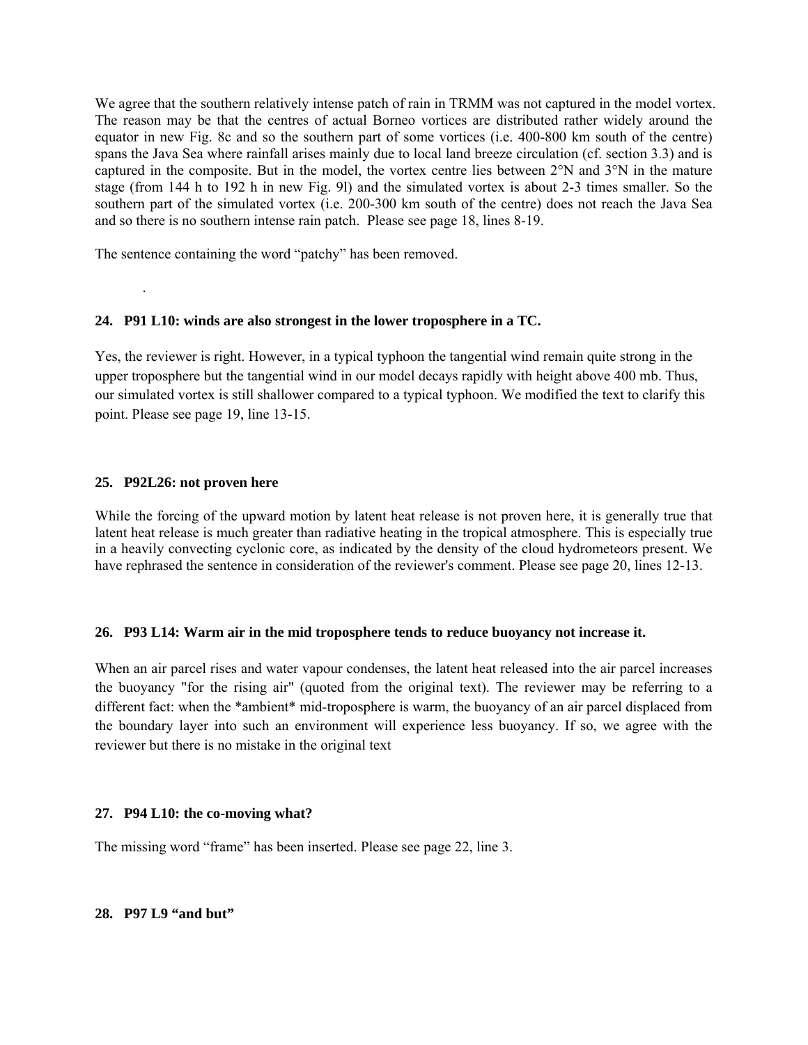We agree that the southern relatively intense patch of rain in TRMM was not captured in the model vortex. The reason may be that the centres of actual Borneo vortices are distributed rather widely around the equator in new Fig. 8c and so the southern part of some vortices (i.e. 400-800 km south of the centre) spans the Java Sea where rainfall arises mainly due to local land breeze circulation (cf. section 3.3) and is captured in the composite. But in the model, the vortex centre lies between 2°N and 3°N in the mature stage (from 144 h to 192 h in new Fig. 9l) and the simulated vortex is about 2-3 times smaller. So the southern part of the simulated vortex (i.e. 200-300 km south of the centre) does not reach the Java Sea and so there is no southern intense rain patch. Please see page 18, lines 8-19.

The sentence containing the word "patchy" has been removed.

.

**24. P91 L10: winds are also strongest in the lower troposphere in a TC.**

Yes, the reviewer is right. However, in a typical typhoon the tangential wind remain quite strong in the upper troposphere but the tangential wind in our model decays rapidly with height above 400 mb. Thus, our simulated vortex is still shallower compared to a typical typhoon. We modified the text to clarify this point. Please see page 19, line 13-15.

**25. P92L26: not proven here**

While the forcing of the upward motion by latent heat release is not proven here, it is generally true that latent heat release is much greater than radiative heating in the tropical atmosphere. This is especially true in a heavily convecting cyclonic core, as indicated by the density of the cloud hydrometeors present. We have rephrased the sentence in consideration of the reviewer's comment. Please see page 20, lines 12-13.

**26. P93 L14: Warm air in the mid troposphere tends to reduce buoyancy not increase it.**

When an air parcel rises and water vapour condenses, the latent heat released into the air parcel increases the buoyancy "for the rising air" (quoted from the original text). The reviewer may be referring to a different fact: when the *ambient* mid-troposphere is warm, the buoyancy of an air parcel displaced from the boundary layer into such an environment will experience less buoyancy. If so, we agree with the reviewer but there is no mistake in the original text

**27. P94 L10: the co-moving what?**

The missing word "frame" has been inserted. Please see page 22, line 3.

**28. P97 L9 "and but"**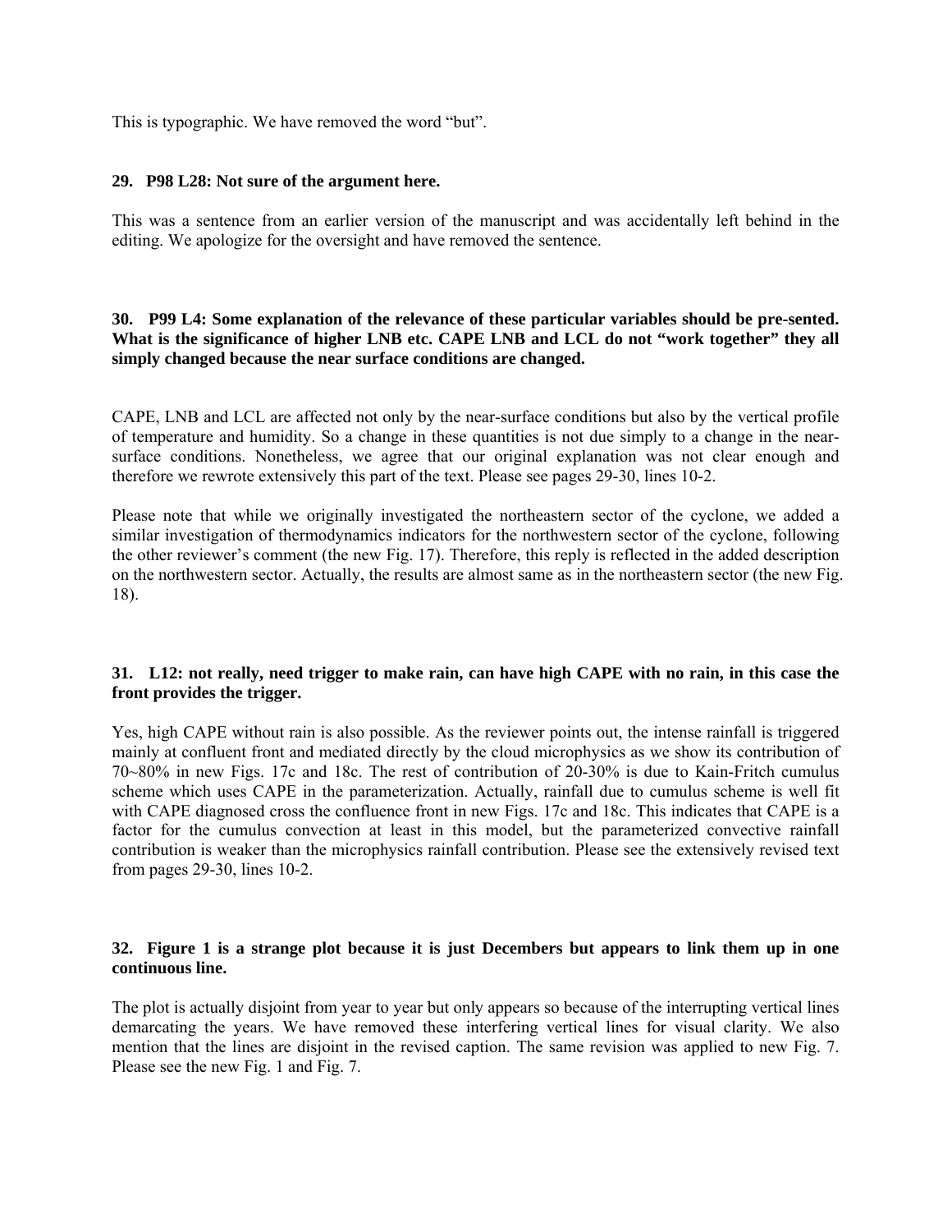This is typographic. We have removed the word "but".

**29. P98 L28: Not sure of the argument here.**

This was a sentence from an earlier version of the manuscript and was accidentally left behind in the editing. We apologize for the oversight and have removed the sentence.

**30. P99 L4: Some explanation of the relevance of these particular variables should be pre-sented. What is the significance of higher LNB etc. CAPE LNB and LCL do not "work together" they all simply changed because the near surface conditions are changed.**

CAPE, LNB and LCL are affected not only by the near-surface conditions but also by the vertical profile of temperature and humidity. So a change in these quantities is not due simply to a change in the near-surface conditions. Nonetheless, we agree that our original explanation was not clear enough and therefore we rewrote extensively this part of the text. Please see pages 29-30, lines 10-2.

Please note that while we originally investigated the northeastern sector of the cyclone, we added a similar investigation of thermodynamics indicators for the northwestern sector of the cyclone, following the other reviewer's comment (the new Fig. 17). Therefore, this reply is reflected in the added description on the northwestern sector. Actually, the results are almost same as in the northeastern sector (the new Fig. 18).

**31. L12: not really, need trigger to make rain, can have high CAPE with no rain, in this case the front provides the trigger.**

Yes, high CAPE without rain is also possible. As the reviewer points out, the intense rainfall is triggered mainly at confluent front and mediated directly by the cloud microphysics as we show its contribution of 70~80% in new Figs. 17c and 18c. The rest of contribution of 20-30% is due to Kain-Fritch cumulus scheme which uses CAPE in the parameterization. Actually, rainfall due to cumulus scheme is well fit with CAPE diagnosed cross the confluence front in new Figs. 17c and 18c. This indicates that CAPE is a factor for the cumulus convection at least in this model, but the parameterized convective rainfall contribution is weaker than the microphysics rainfall contribution. Please see the extensively revised text from pages 29-30, lines 10-2.

**32. Figure 1 is a strange plot because it is just Decembers but appears to link them up in one continuous line.**

The plot is actually disjoint from year to year but only appears so because of the interrupting vertical lines demarcating the years. We have removed these interfering vertical lines for visual clarity. We also mention that the lines are disjoint in the revised caption. The same revision was applied to new Fig. 7. Please see the new Fig. 1 and Fig. 7.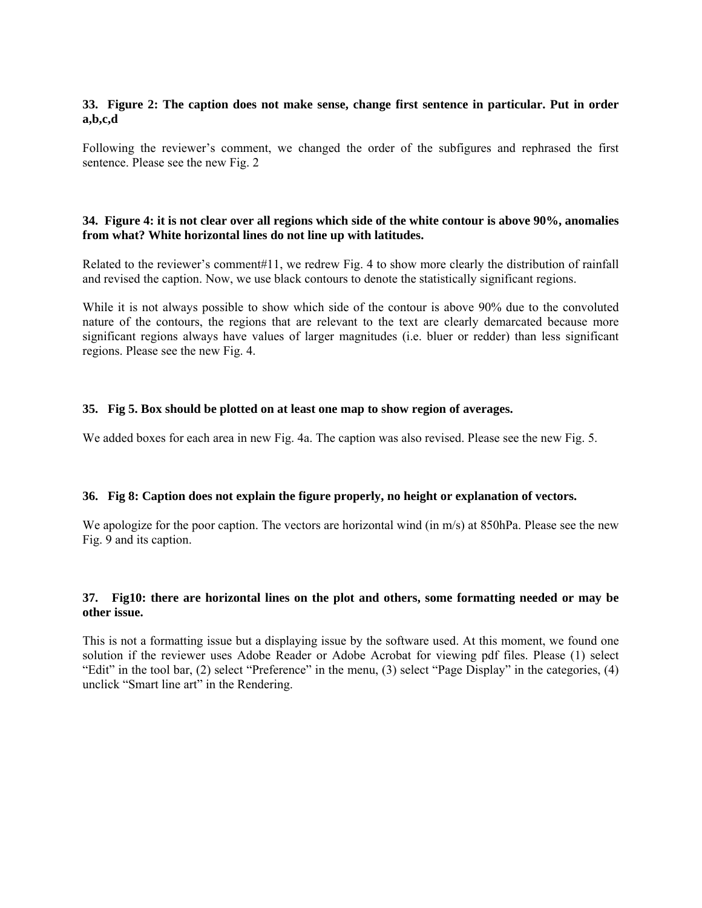**33. Figure 2: The caption does not make sense, change first sentence in particular. Put in order a,b,c,d**

Following the reviewer's comment, we changed the order of the subfigures and rephrased the first sentence. Please see the new Fig. 2

**34. Figure 4: it is not clear over all regions which side of the white contour is above 90%, anomalies from what? White horizontal lines do not line up with latitudes.**

Related to the reviewer's comment#11, we redrew Fig. 4 to show more clearly the distribution of rainfall and revised the caption. Now, we use black contours to denote the statistically significant regions.

While it is not always possible to show which side of the contour is above 90% due to the convoluted nature of the contours, the regions that are relevant to the text are clearly demarcated because more significant regions always have values of larger magnitudes (i.e. bluer or redder) than less significant regions. Please see the new Fig. 4.

**35. Fig 5. Box should be plotted on at least one map to show region of averages.**

We added boxes for each area in new Fig. 4a. The caption was also revised. Please see the new Fig. 5.

**36. Fig 8: Caption does not explain the figure properly, no height or explanation of vectors.**

We apologize for the poor caption. The vectors are horizontal wind (in m/s) at 850hPa. Please see the new Fig. 9 and its caption.

**37. Fig10: there are horizontal lines on the plot and others, some formatting needed or may be other issue.**

This is not a formatting issue but a displaying issue by the software used. At this moment, we found one solution if the reviewer uses Adobe Reader or Adobe Acrobat for viewing pdf files. Please (1) select "Edit" in the tool bar, (2) select "Preference" in the menu, (3) select "Page Display" in the categories, (4) unclick "Smart line art" in the Rendering.